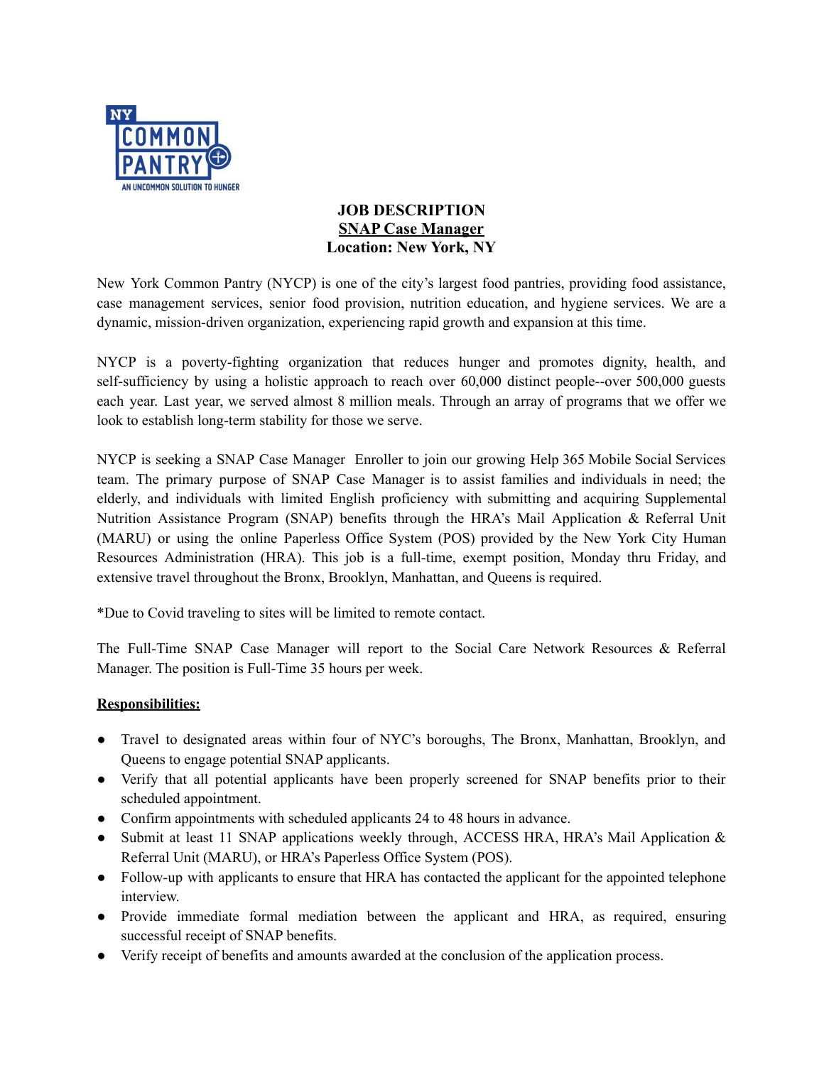NY COMMON PANTRY

AN UNCOMMON SOLUTION TO HUNGER

# JOB DESCRIPTION

## SNAP Case Manager

**Location: New York, NY**

New York Common Pantry (NYCP) is one of the city's largest food pantries, providing food assistance, case management services, senior food provision, nutrition education, and hygiene services. We are a dynamic, mission-driven organization, experiencing rapid growth and expansion at this time.

NYCP is a poverty-fighting organization that reduces hunger and promotes dignity, health, and self-sufficiency by using a holistic approach to reach over 60,000 distinct people--over 500,000 guests each year. Last year, we served almost 8 million meals. Through an array of programs that we offer we look to establish long-term stability for those we serve.

NYCP is seeking a SNAP Case Manager Enroller to join our growing Help 365 Mobile Social Services team. The primary purpose of SNAP Case Manager is to assist families and individuals in need; the elderly, and individuals with limited English proficiency with submitting and acquiring Supplemental Nutrition Assistance Program (SNAP) benefits through the HRA's Mail Application & Referral Unit (MARU) or using the online Paperless Office System (POS) provided by the New York City Human Resources Administration (HRA). This job is a full-time, exempt position, Monday thru Friday, and extensive travel throughout the Bronx, Brooklyn, Manhattan, and Queens is required.

*Due to Covid traveling to sites will be limited to remote contact.

The Full-Time SNAP Case Manager will report to the Social Care Network Resources & Referral Manager. The position is Full-Time 35 hours per week.

**Responsibilities:**

- Travel to designated areas within four of NYC's boroughs, The Bronx, Manhattan, Brooklyn, and Queens to engage potential SNAP applicants.
- Verify that all potential applicants have been properly screened for SNAP benefits prior to their scheduled appointment.
- Confirm appointments with scheduled applicants 24 to 48 hours in advance.
- Submit at least 11 SNAP applications weekly through, ACCESS HRA, HRA's Mail Application & Referral Unit (MARU), or HRA's Paperless Office System (POS).
- Follow-up with applicants to ensure that HRA has contacted the applicant for the appointed telephone interview.
- Provide immediate formal mediation between the applicant and HRA, as required, ensuring successful receipt of SNAP benefits.
- Verify receipt of benefits and amounts awarded at the conclusion of the application process.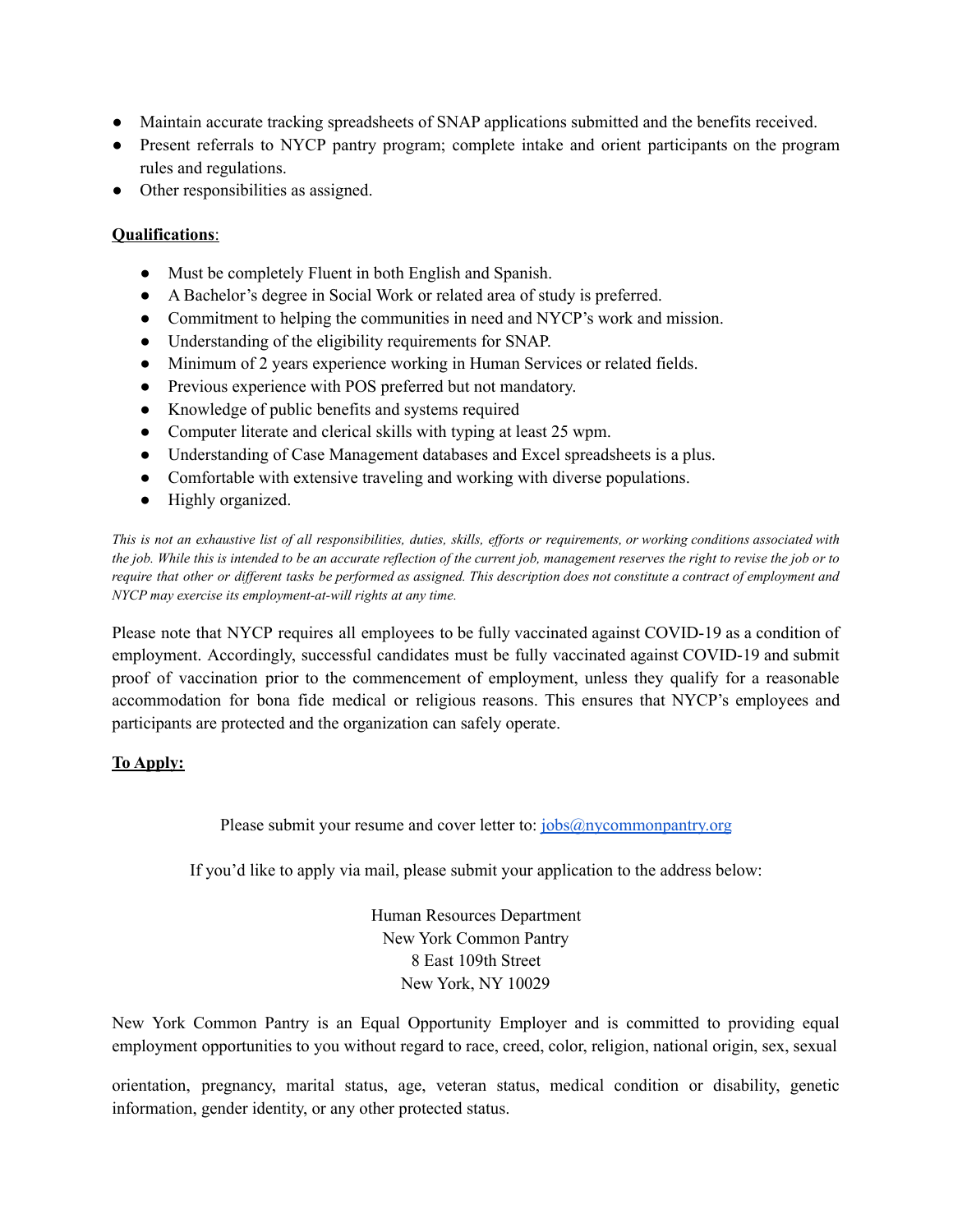- Maintain accurate tracking spreadsheets of SNAP applications submitted and the benefits received.
- Present referrals to NYCP pantry program; complete intake and orient participants on the program rules and regulations.
- Other responsibilities as assigned.

**Qualifications**:

- Must be completely Fluent in both English and Spanish.
- A Bachelor's degree in Social Work or related area of study is preferred.
- Commitment to helping the communities in need and NYCP's work and mission.
- Understanding of the eligibility requirements for SNAP.
- Minimum of 2 years experience working in Human Services or related fields.
- Previous experience with POS preferred but not mandatory.
- Knowledge of public benefits and systems required
- Computer literate and clerical skills with typing at least 25 wpm.
- Understanding of Case Management databases and Excel spreadsheets is a plus.
- Comfortable with extensive traveling and working with diverse populations.
- Highly organized.

*This is not an exhaustive list of all responsibilities, duties, skills, efforts or requirements, or working conditions associated with the job. While this is intended to be an accurate reflection of the current job, management reserves the right to revise the job or to require that other or different tasks be performed as assigned. This description does not constitute a contract of employment and NYCP may exercise its employment-at-will rights at any time.*

Please note that NYCP requires all employees to be fully vaccinated against COVID-19 as a condition of employment. Accordingly, successful candidates must be fully vaccinated against COVID-19 and submit proof of vaccination prior to the commencement of employment, unless they qualify for a reasonable accommodation for bona fide medical or religious reasons. This ensures that NYCP's employees and participants are protected and the organization can safely operate.

**To Apply:**

Please submit your resume and cover letter to: jobs@nycommonpantry.org

If you'd like to apply via mail, please submit your application to the address below:

Human Resources Department
New York Common Pantry
8 East 109th Street
New York, NY 10029

New York Common Pantry is an Equal Opportunity Employer and is committed to providing equal employment opportunities to you without regard to race, creed, color, religion, national origin, sex, sexual orientation, pregnancy, marital status, age, veteran status, medical condition or disability, genetic information, gender identity, or any other protected status.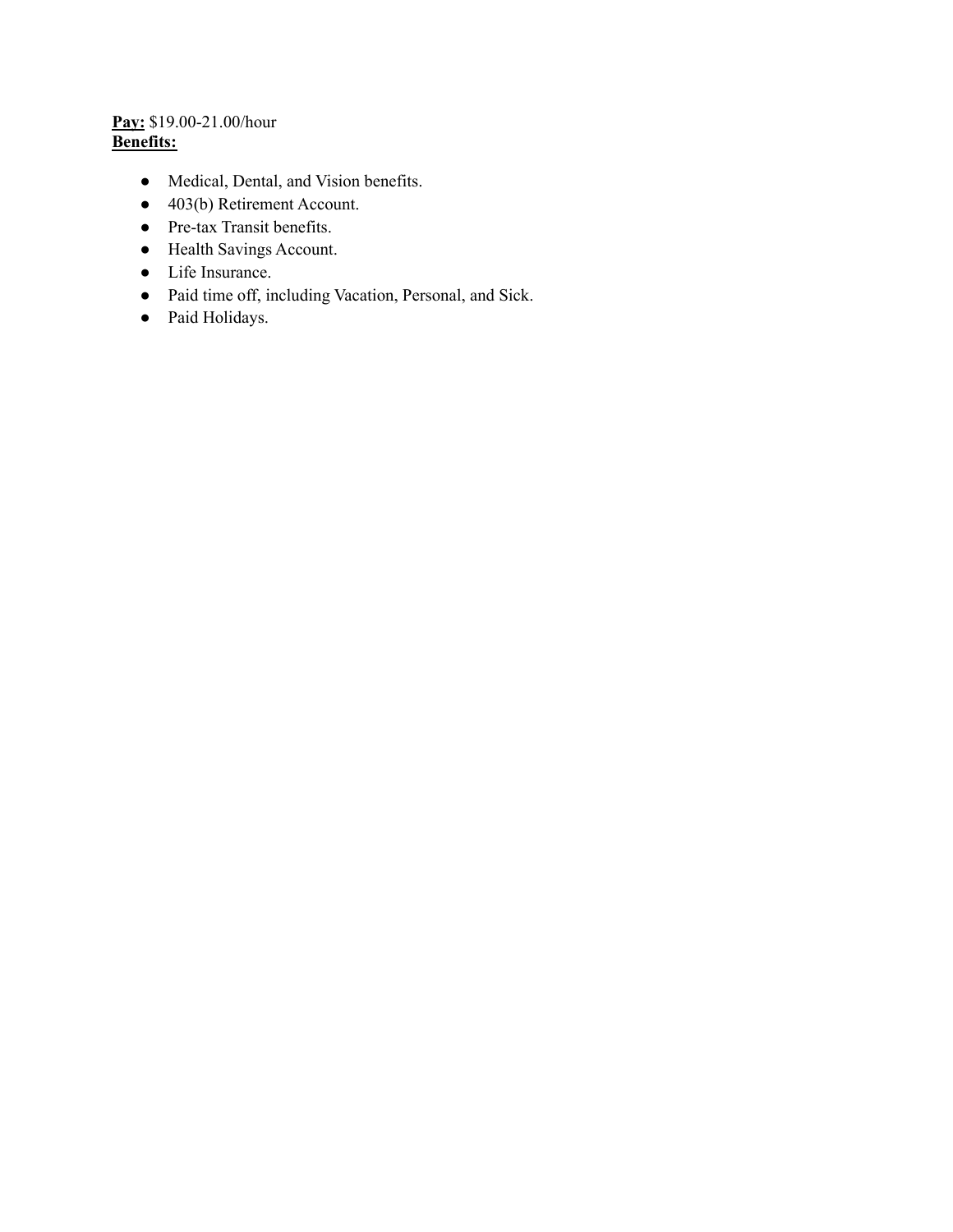**Pay:** $19.00-21.00/hour

**Benefits:**

- Medical, Dental, and Vision benefits.
- 403(b) Retirement Account.
- Pre-tax Transit benefits.
- Health Savings Account.
- Life Insurance.
- Paid time off, including Vacation, Personal, and Sick.
- Paid Holidays.